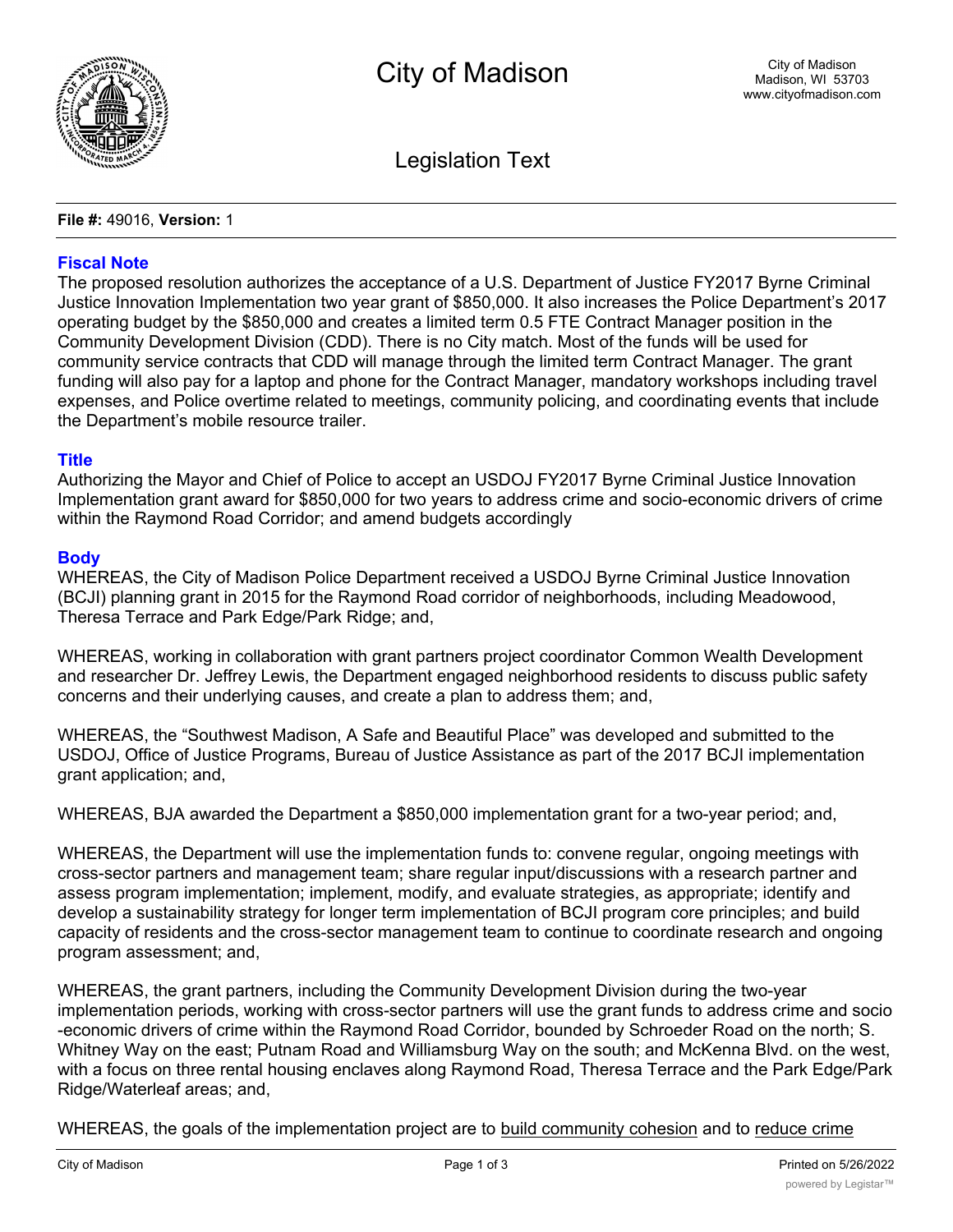# City of Madison

City of Madison
Madison, WI 53703
www.cityofmadison.com

## Legislation Text

**File #:** 49016, **Version:** 1

### Fiscal Note

The proposed resolution authorizes the acceptance of a U.S. Department of Justice FY2017 Byrne Criminal Justice Innovation Implementation two year grant of $850,000. It also increases the Police Department's 2017 operating budget by the $850,000 and creates a limited term 0.5 FTE Contract Manager position in the Community Development Division (CDD). There is no City match. Most of the funds will be used for community service contracts that CDD will manage through the limited term Contract Manager. The grant funding will also pay for a laptop and phone for the Contract Manager, mandatory workshops including travel expenses, and Police overtime related to meetings, community policing, and coordinating events that include the Department's mobile resource trailer.

### Title

Authorizing the Mayor and Chief of Police to accept an USDOJ FY2017 Byrne Criminal Justice Innovation Implementation grant award for $850,000 for two years to address crime and socio-economic drivers of crime within the Raymond Road Corridor; and amend budgets accordingly

### Body

WHEREAS, the City of Madison Police Department received a USDOJ Byrne Criminal Justice Innovation (BCJI) planning grant in 2015 for the Raymond Road corridor of neighborhoods, including Meadowood, Theresa Terrace and Park Edge/Park Ridge; and,

WHEREAS, working in collaboration with grant partners project coordinator Common Wealth Development and researcher Dr. Jeffrey Lewis, the Department engaged neighborhood residents to discuss public safety concerns and their underlying causes, and create a plan to address them; and,

WHEREAS, the "Southwest Madison, A Safe and Beautiful Place" was developed and submitted to the USDOJ, Office of Justice Programs, Bureau of Justice Assistance as part of the 2017 BCJI implementation grant application; and,

WHEREAS, BJA awarded the Department a $850,000 implementation grant for a two-year period; and,

WHEREAS, the Department will use the implementation funds to: convene regular, ongoing meetings with cross-sector partners and management team; share regular input/discussions with a research partner and assess program implementation; implement, modify, and evaluate strategies, as appropriate; identify and develop a sustainability strategy for longer term implementation of BCJI program core principles; and build capacity of residents and the cross-sector management team to continue to coordinate research and ongoing program assessment; and,

WHEREAS, the grant partners, including the Community Development Division during the two-year implementation periods, working with cross-sector partners will use the grant funds to address crime and socio-economic drivers of crime within the Raymond Road Corridor, bounded by Schroeder Road on the north; S. Whitney Way on the east; Putnam Road and Williamsburg Way on the south; and McKenna Blvd. on the west, with a focus on three rental housing enclaves along Raymond Road, Theresa Terrace and the Park Edge/Park Ridge/Waterleaf areas; and,

WHEREAS, the goals of the implementation project are to <u>build community cohesion</u> and to <u>reduce crime</u>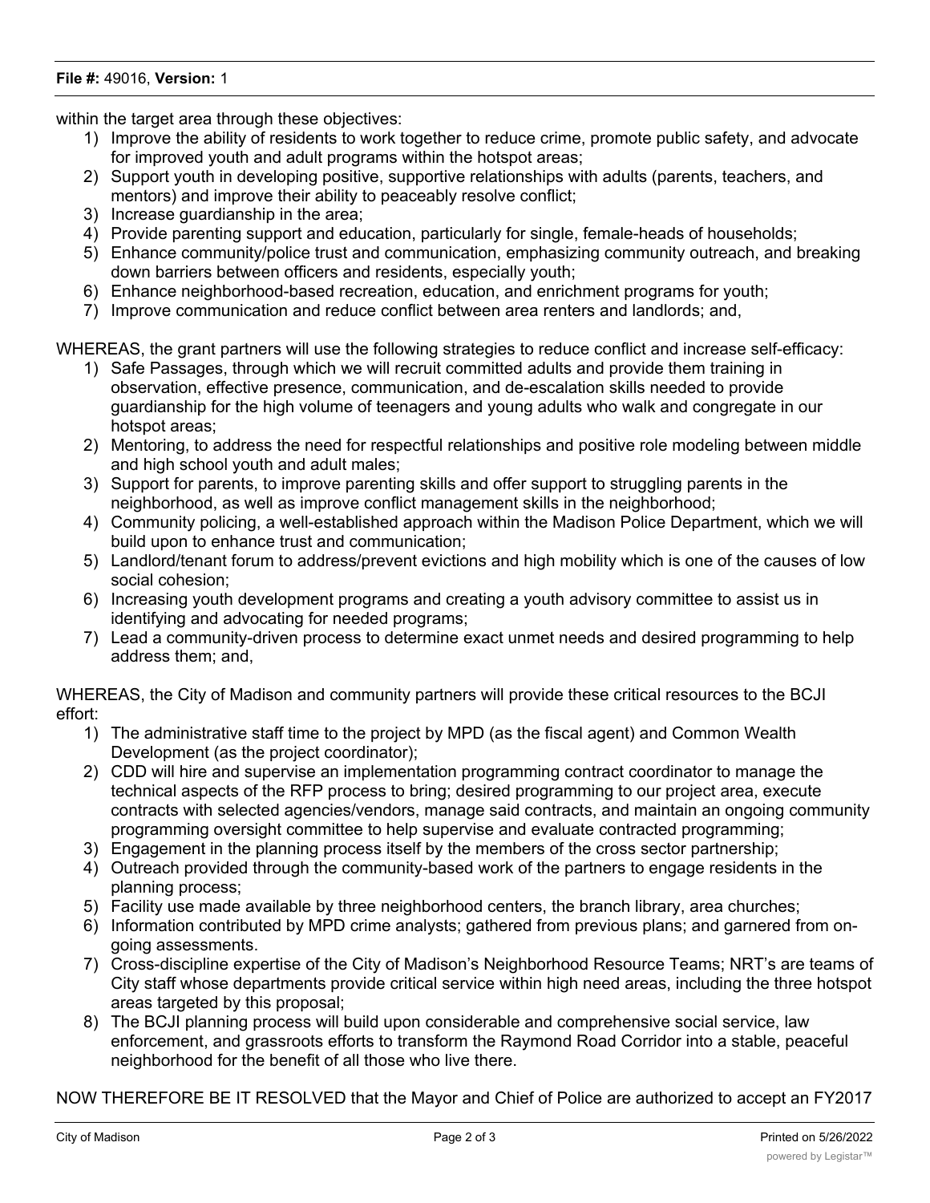within the target area through these objectives:

1) Improve the ability of residents to work together to reduce crime, promote public safety, and advocate for improved youth and adult programs within the hotspot areas;
2) Support youth in developing positive, supportive relationships with adults (parents, teachers, and mentors) and improve their ability to peaceably resolve conflict;
3) Increase guardianship in the area;
4) Provide parenting support and education, particularly for single, female-heads of households;
5) Enhance community/police trust and communication, emphasizing community outreach, and breaking down barriers between officers and residents, especially youth;
6) Enhance neighborhood-based recreation, education, and enrichment programs for youth;
7) Improve communication and reduce conflict between area renters and landlords; and,

WHEREAS, the grant partners will use the following strategies to reduce conflict and increase self-efficacy:

1) Safe Passages, through which we will recruit committed adults and provide them training in observation, effective presence, communication, and de-escalation skills needed to provide guardianship for the high volume of teenagers and young adults who walk and congregate in our hotspot areas;
2) Mentoring, to address the need for respectful relationships and positive role modeling between middle and high school youth and adult males;
3) Support for parents, to improve parenting skills and offer support to struggling parents in the neighborhood, as well as improve conflict management skills in the neighborhood;
4) Community policing, a well-established approach within the Madison Police Department, which we will build upon to enhance trust and communication;
5) Landlord/tenant forum to address/prevent evictions and high mobility which is one of the causes of low social cohesion;
6) Increasing youth development programs and creating a youth advisory committee to assist us in identifying and advocating for needed programs;
7) Lead a community-driven process to determine exact unmet needs and desired programming to help address them; and,

WHEREAS, the City of Madison and community partners will provide these critical resources to the BCJI effort:

1) The administrative staff time to the project by MPD (as the fiscal agent) and Common Wealth Development (as the project coordinator);
2) CDD will hire and supervise an implementation programming contract coordinator to manage the technical aspects of the RFP process to bring; desired programming to our project area, execute contracts with selected agencies/vendors, manage said contracts, and maintain an ongoing community programming oversight committee to help supervise and evaluate contracted programming;
3) Engagement in the planning process itself by the members of the cross sector partnership;
4) Outreach provided through the community-based work of the partners to engage residents in the planning process;
5) Facility use made available by three neighborhood centers, the branch library, area churches;
6) Information contributed by MPD crime analysts; gathered from previous plans; and garnered from on-going assessments.
7) Cross-discipline expertise of the City of Madison's Neighborhood Resource Teams; NRT's are teams of City staff whose departments provide critical service within high need areas, including the three hotspot areas targeted by this proposal;
8) The BCJI planning process will build upon considerable and comprehensive social service, law enforcement, and grassroots efforts to transform the Raymond Road Corridor into a stable, peaceful neighborhood for the benefit of all those who live there.

NOW THEREFORE BE IT RESOLVED that the Mayor and Chief of Police are authorized to accept an FY2017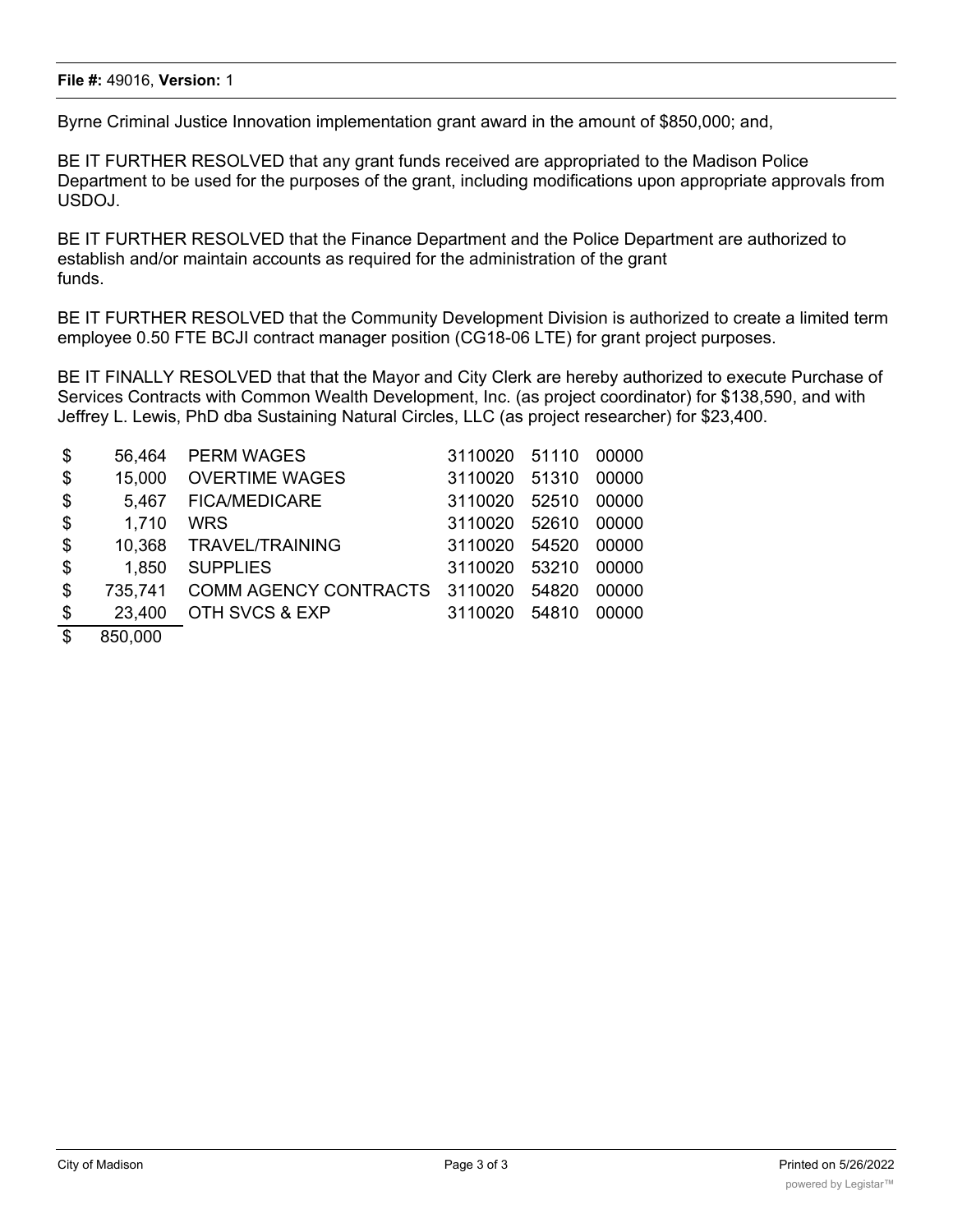**File #:** 49016, **Version:** 1

Byrne Criminal Justice Innovation implementation grant award in the amount of $850,000; and,

BE IT FURTHER RESOLVED that any grant funds received are appropriated to the Madison Police Department to be used for the purposes of the grant, including modifications upon appropriate approvals from USDOJ.

BE IT FURTHER RESOLVED that the Finance Department and the Police Department are authorized to establish and/or maintain accounts as required for the administration of the grant funds.

BE IT FURTHER RESOLVED that the Community Development Division is authorized to create a limited term employee 0.50 FTE BCJI contract manager position (CG18-06 LTE) for grant project purposes.

BE IT FINALLY RESOLVED that that the Mayor and City Clerk are hereby authorized to execute Purchase of Services Contracts with Common Wealth Development, Inc. (as project coordinator) for $138,590, and with Jeffrey L. Lewis, PhD dba Sustaining Natural Circles, LLC (as project researcher) for $23,400.

| | | | | | |
|---|---|---|---|---|---|
| $ | 56,464 | PERM WAGES | 3110020 | 51110 | 00000 |
| $ | 15,000 | OVERTIME WAGES | 3110020 | 51310 | 00000 |
| $ | 5,467 | FICA/MEDICARE | 3110020 | 52510 | 00000 |
| $ | 1,710 | WRS | 3110020 | 52610 | 00000 |
| $ | 10,368 | TRAVEL/TRAINING | 3110020 | 54520 | 00000 |
| $ | 1,850 | SUPPLIES | 3110020 | 53210 | 00000 |
| $ | 735,741 | COMM AGENCY CONTRACTS | 3110020 | 54820 | 00000 |
| $ | 23,400 | OTH SVCS & EXP | 3110020 | 54810 | 00000 |
| $ | 850,000 | | | | |